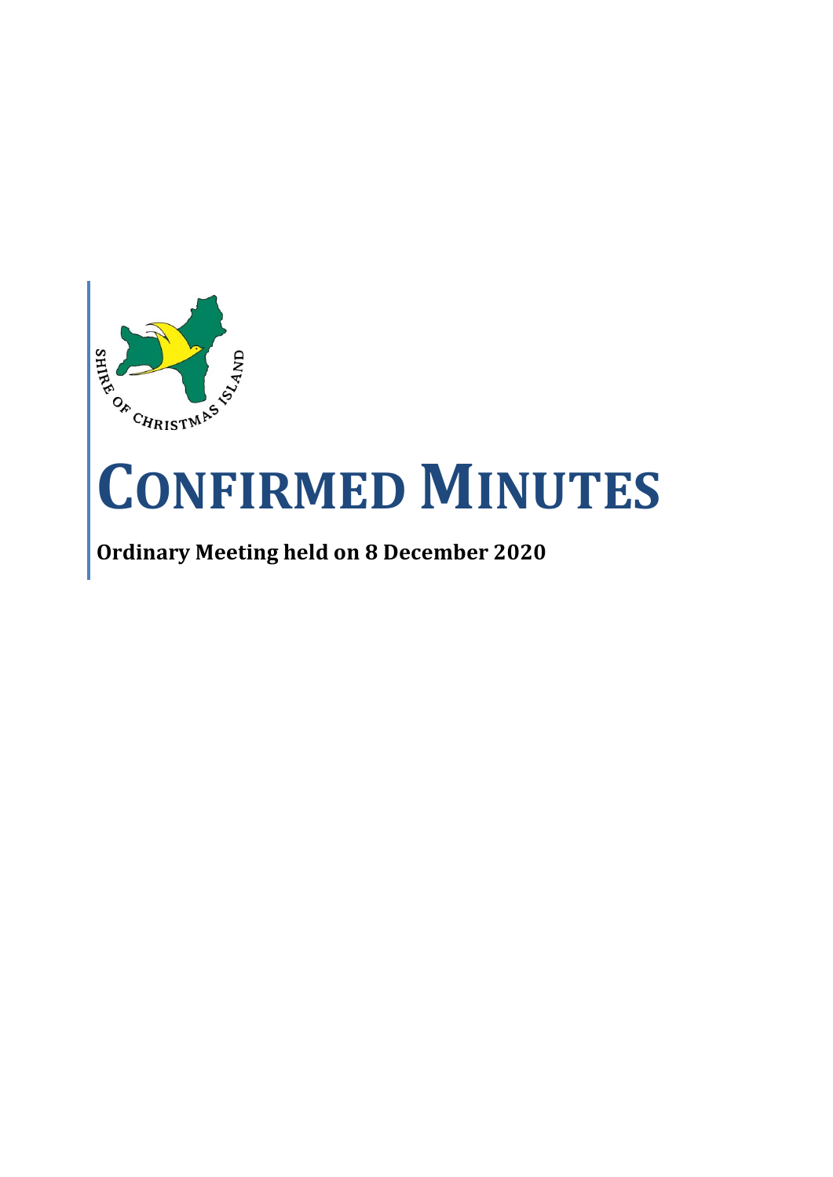# CONFIRMED MINUTES

**Ordinary Meeting held on 8 December 2020**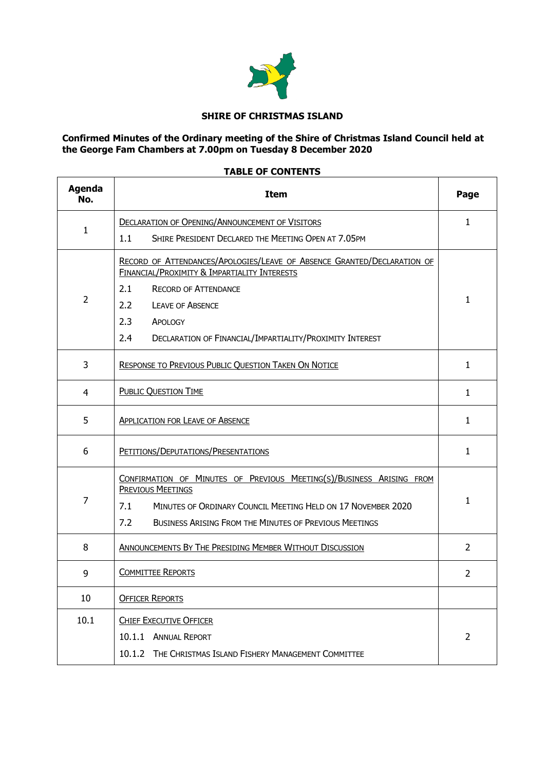**SHIRE OF CHRISTMAS ISLAND**

**Confirmed Minutes of the Ordinary meeting of the Shire of Christmas Island Council held at the George Fam Chambers at 7.00pm on Tuesday 8 December 2020**

**TABLE OF CONTENTS**

| Agenda No. | Item | Page |
|---|---|---|
| 1 | DECLARATION OF OPENING/ANNOUNCEMENT OF VISITORS<br>1.1 SHIRE PRESIDENT DECLARED THE MEETING OPEN AT 7.05PM | 1 |
| 2 | RECORD OF ATTENDANCES/APOLOGIES/LEAVE OF ABSENCE GRANTED/DECLARATION OF FINANCIAL/PROXIMITY & IMPARTIALITY INTERESTS<br>2.1 RECORD OF ATTENDANCE<br>2.2 LEAVE OF ABSENCE<br>2.3 APOLOGY<br>2.4 DECLARATION OF FINANCIAL/IMPARTIALITY/PROXIMITY INTEREST | 1 |
| 3 | RESPONSE TO PREVIOUS PUBLIC QUESTION TAKEN ON NOTICE | 1 |
| 4 | PUBLIC QUESTION TIME | 1 |
| 5 | APPLICATION FOR LEAVE OF ABSENCE | 1 |
| 6 | PETITIONS/DEPUTATIONS/PRESENTATIONS | 1 |
| 7 | CONFIRMATION OF MINUTES OF PREVIOUS MEETING(S)/BUSINESS ARISING FROM PREVIOUS MEETINGS<br>7.1 MINUTES OF ORDINARY COUNCIL MEETING HELD ON 17 NOVEMBER 2020<br>7.2 BUSINESS ARISING FROM THE MINUTES OF PREVIOUS MEETINGS | 1 |
| 8 | ANNOUNCEMENTS BY THE PRESIDING MEMBER WITHOUT DISCUSSION | 2 |
| 9 | COMMITTEE REPORTS | 2 |
| 10 | OFFICER REPORTS | |
| 10.1 | CHIEF EXECUTIVE OFFICER<br>10.1.1 ANNUAL REPORT<br>10.1.2 THE CHRISTMAS ISLAND FISHERY MANAGEMENT COMMITTEE | 2 |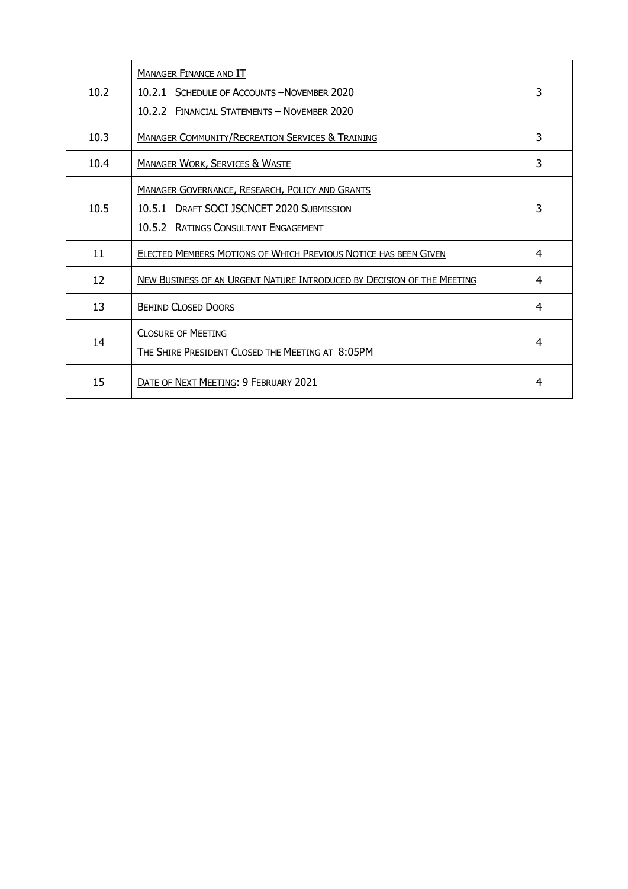| | | |
|---|---|---|
| 10.2 | MANAGER FINANCE AND IT<br>10.2.1 SCHEDULE OF ACCOUNTS –NOVEMBER 2020<br>10.2.2 FINANCIAL STATEMENTS – NOVEMBER 2020 | 3 |
| 10.3 | MANAGER COMMUNITY/RECREATION SERVICES & TRAINING | 3 |
| 10.4 | MANAGER WORK, SERVICES & WASTE | 3 |
| 10.5 | MANAGER GOVERNANCE, RESEARCH, POLICY AND GRANTS<br>10.5.1 DRAFT SOCI JSCNCET 2020 SUBMISSION<br>10.5.2 RATINGS CONSULTANT ENGAGEMENT | 3 |
| 11 | ELECTED MEMBERS MOTIONS OF WHICH PREVIOUS NOTICE HAS BEEN GIVEN | 4 |
| 12 | NEW BUSINESS OF AN URGENT NATURE INTRODUCED BY DECISION OF THE MEETING | 4 |
| 13 | BEHIND CLOSED DOORS | 4 |
| 14 | CLOSURE OF MEETING<br>THE SHIRE PRESIDENT CLOSED THE MEETING AT 8:05PM | 4 |
| 15 | DATE OF NEXT MEETING: 9 FEBRUARY 2021 | 4 |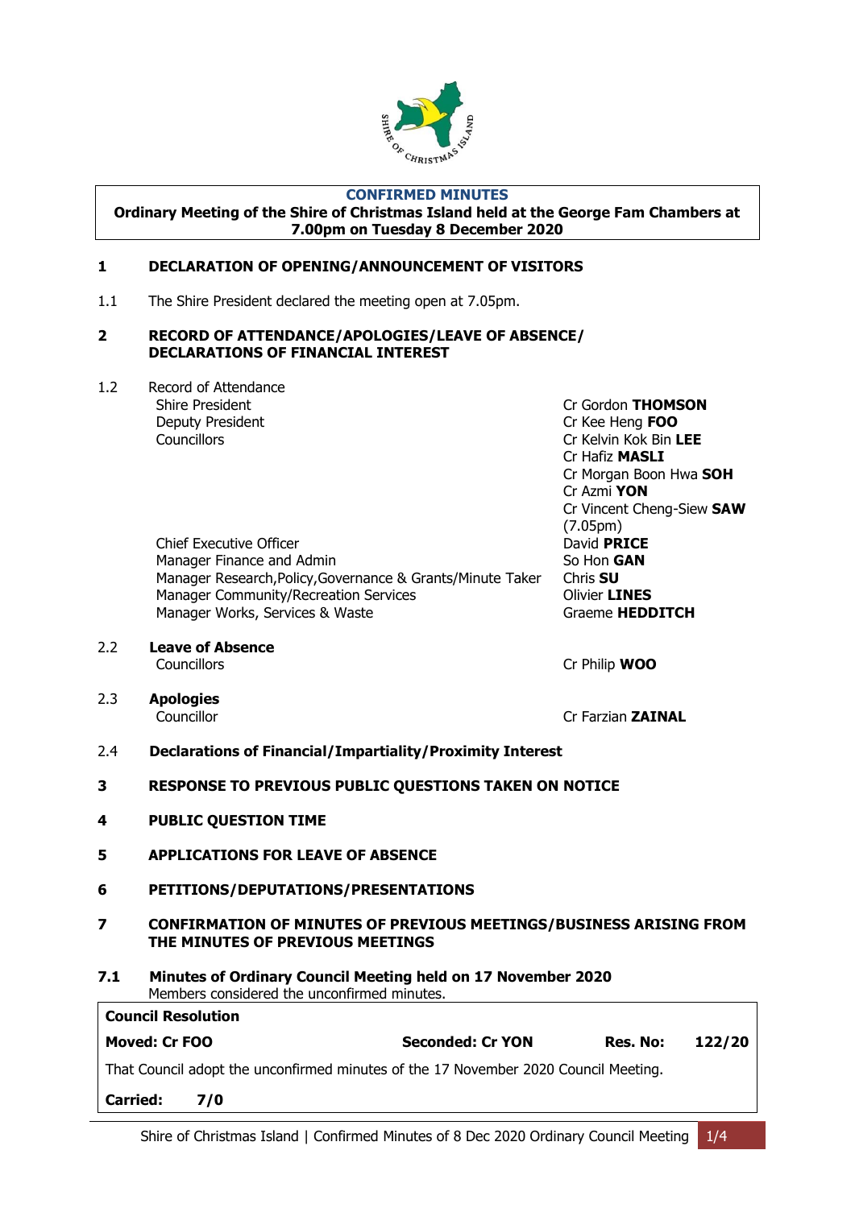**CONFIRMED MINUTES**

**Ordinary Meeting of the Shire of Christmas Island held at the George Fam Chambers at 7.00pm on Tuesday 8 December 2020**

## 1 DECLARATION OF OPENING/ANNOUNCEMENT OF VISITORS

1.1 The Shire President declared the meeting open at 7.05pm.

## 2 RECORD OF ATTENDANCE/APOLOGIES/LEAVE OF ABSENCE/ DECLARATIONS OF FINANCIAL INTEREST

1.2 Record of Attendance

| | |
|---|---|
| Shire President | Cr Gordon **THOMSON** |
| Deputy President | Cr Kee Heng **FOO** |
| Councillors | Cr Kelvin Kok Bin **LEE** |
| | Cr Hafiz **MASLI** |
| | Cr Morgan Boon Hwa **SOH** |
| | Cr Azmi **YON** |
| | Cr Vincent Cheng-Siew **SAW** (7.05pm) |
| Chief Executive Officer | David **PRICE** |
| Manager Finance and Admin | So Hon **GAN** |
| Manager Research,Policy,Governance & Grants/Minute Taker | Chris **SU** |
| Manager Community/Recreation Services | Olivier **LINES** |
| Manager Works, Services & Waste | Graeme **HEDDITCH** |

2.2 **Leave of Absence**

Councillors — Cr Philip **WOO**

2.3 **Apologies**

Councillor — Cr Farzian **ZAINAL**

2.4 **Declarations of Financial/Impartiality/Proximity Interest**

## 3 RESPONSE TO PREVIOUS PUBLIC QUESTIONS TAKEN ON NOTICE

## 4 PUBLIC QUESTION TIME

## 5 APPLICATIONS FOR LEAVE OF ABSENCE

## 6 PETITIONS/DEPUTATIONS/PRESENTATIONS

## 7 CONFIRMATION OF MINUTES OF PREVIOUS MEETINGS/BUSINESS ARISING FROM THE MINUTES OF PREVIOUS MEETINGS

### 7.1 Minutes of Ordinary Council Meeting held on 17 November 2020

Members considered the unconfirmed minutes.

| **Council Resolution** | | | |
|---|---|---|---|
| **Moved: Cr FOO** | **Seconded: Cr YON** | **Res. No:** | **122/20** |
| That Council adopt the unconfirmed minutes of the 17 November 2020 Council Meeting. | | | |
| **Carried: 7/0** | | | |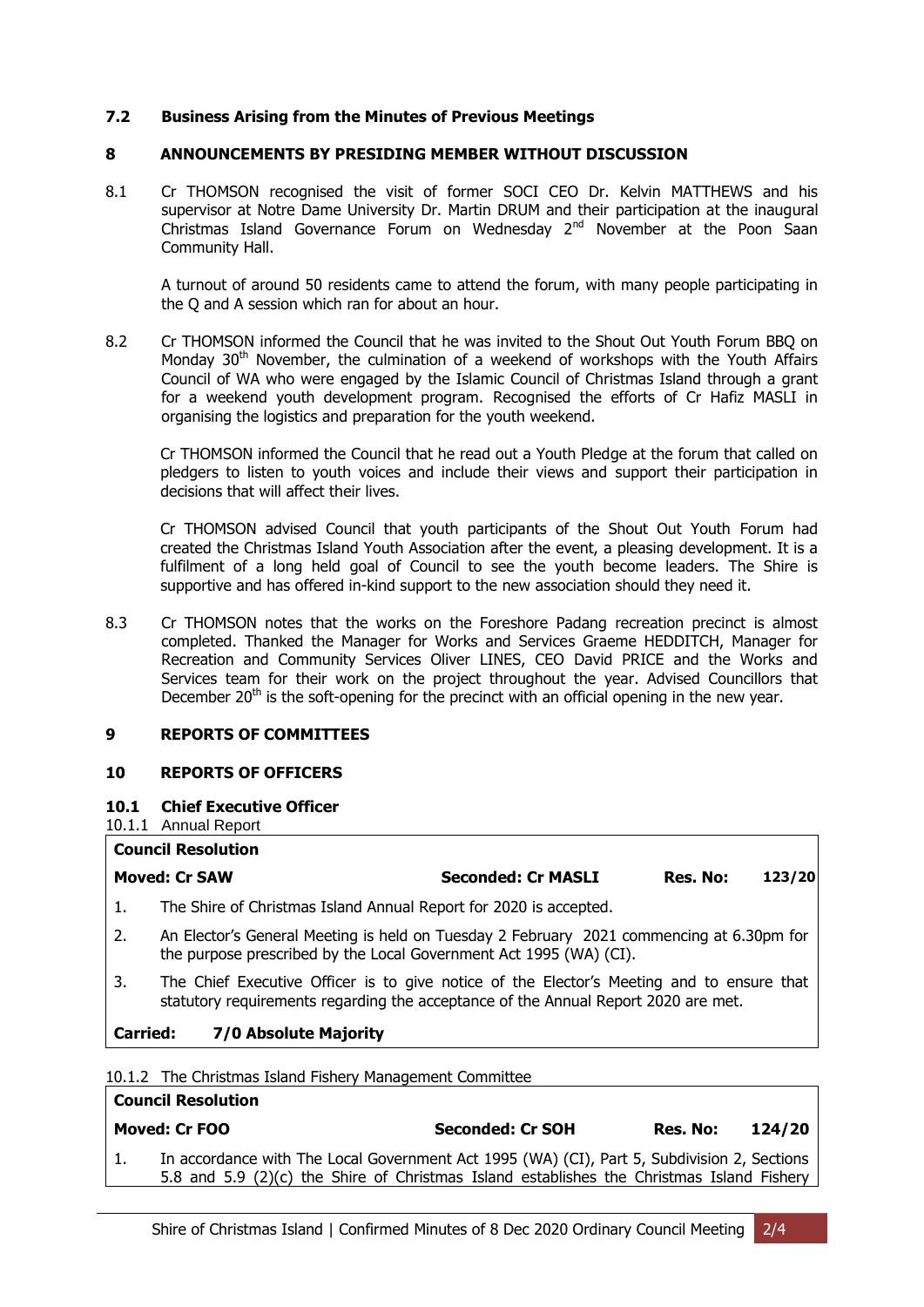### 7.2 Business Arising from the Minutes of Previous Meetings

## 8 ANNOUNCEMENTS BY PRESIDING MEMBER WITHOUT DISCUSSION

8.1 Cr THOMSON recognised the visit of former SOCI CEO Dr. Kelvin MATTHEWS and his supervisor at Notre Dame University Dr. Martin DRUM and their participation at the inaugural Christmas Island Governance Forum on Wednesday 2nd November at the Poon Saan Community Hall.

A turnout of around 50 residents came to attend the forum, with many people participating in the Q and A session which ran for about an hour.

8.2 Cr THOMSON informed the Council that he was invited to the Shout Out Youth Forum BBQ on Monday 30th November, the culmination of a weekend of workshops with the Youth Affairs Council of WA who were engaged by the Islamic Council of Christmas Island through a grant for a weekend youth development program. Recognised the efforts of Cr Hafiz MASLI in organising the logistics and preparation for the youth weekend.

Cr THOMSON informed the Council that he read out a Youth Pledge at the forum that called on pledgers to listen to youth voices and include their views and support their participation in decisions that will affect their lives.

Cr THOMSON advised Council that youth participants of the Shout Out Youth Forum had created the Christmas Island Youth Association after the event, a pleasing development. It is a fulfilment of a long held goal of Council to see the youth become leaders. The Shire is supportive and has offered in-kind support to the new association should they need it.

8.3 Cr THOMSON notes that the works on the Foreshore Padang recreation precinct is almost completed. Thanked the Manager for Works and Services Graeme HEDDITCH, Manager for Recreation and Community Services Oliver LINES, CEO David PRICE and the Works and Services team for their work on the project throughout the year. Advised Councillors that December 20th is the soft-opening for the precinct with an official opening in the new year.

## 9 REPORTS OF COMMITTEES

## 10 REPORTS OF OFFICERS

### 10.1 Chief Executive Officer

10.1.1 Annual Report

**Council Resolution**

**Moved: Cr SAW** | **Seconded: Cr MASLI** | **Res. No: 123/20**

1. The Shire of Christmas Island Annual Report for 2020 is accepted.
2. An Elector's General Meeting is held on Tuesday 2 February 2021 commencing at 6.30pm for the purpose prescribed by the Local Government Act 1995 (WA) (CI).
3. The Chief Executive Officer is to give notice of the Elector's Meeting and to ensure that statutory requirements regarding the acceptance of the Annual Report 2020 are met.

**Carried: 7/0 Absolute Majority**

10.1.2 The Christmas Island Fishery Management Committee

**Council Resolution**

**Moved: Cr FOO** | **Seconded: Cr SOH** | **Res. No: 124/20**

1. In accordance with The Local Government Act 1995 (WA) (CI), Part 5, Subdivision 2, Sections 5.8 and 5.9 (2)(c) the Shire of Christmas Island establishes the Christmas Island Fishery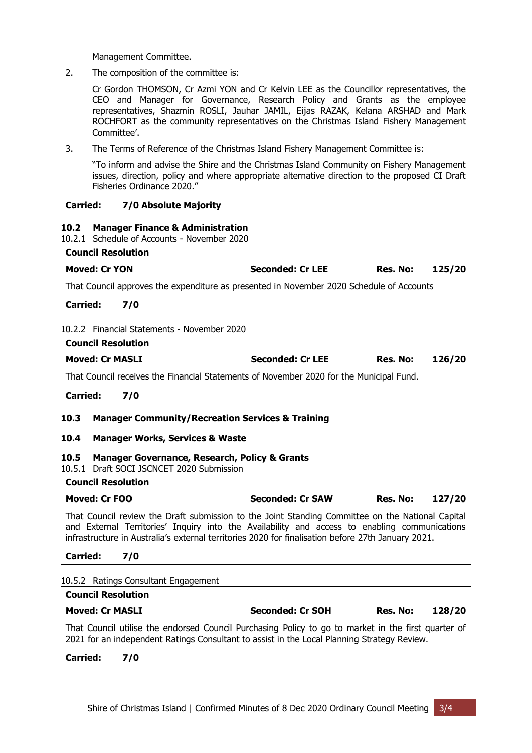Management Committee.

2. The composition of the committee is:

   Cr Gordon THOMSON, Cr Azmi YON and Cr Kelvin LEE as the Councillor representatives, the CEO and Manager for Governance, Research Policy and Grants as the employee representatives, Shazmin ROSLI, Jauhar JAMIL, Eijas RAZAK, Kelana ARSHAD and Mark ROCHFORT as the community representatives on the Christmas Island Fishery Management Committee'.

3. The Terms of Reference of the Christmas Island Fishery Management Committee is:

   "To inform and advise the Shire and the Christmas Island Community on Fishery Management issues, direction, policy and where appropriate alternative direction to the proposed CI Draft Fisheries Ordinance 2020."

**Carried: 7/0 Absolute Majority**

## 10.2 Manager Finance & Administration

10.2.1 Schedule of Accounts - November 2020

**Council Resolution**

**Moved: Cr YON** | **Seconded: Cr LEE** | **Res. No: 125/20**

That Council approves the expenditure as presented in November 2020 Schedule of Accounts

**Carried: 7/0**

10.2.2 Financial Statements - November 2020

**Council Resolution**

**Moved: Cr MASLI** | **Seconded: Cr LEE** | **Res. No: 126/20**

That Council receives the Financial Statements of November 2020 for the Municipal Fund.

**Carried: 7/0**

## 10.3 Manager Community/Recreation Services & Training

## 10.4 Manager Works, Services & Waste

## 10.5 Manager Governance, Research, Policy & Grants

10.5.1 Draft SOCI JSCNCET 2020 Submission

**Council Resolution**

**Moved: Cr FOO** | **Seconded: Cr SAW** | **Res. No: 127/20**

That Council review the Draft submission to the Joint Standing Committee on the National Capital and External Territories' Inquiry into the Availability and access to enabling communications infrastructure in Australia's external territories 2020 for finalisation before 27th January 2021.

**Carried: 7/0**

10.5.2 Ratings Consultant Engagement

**Council Resolution**

**Moved: Cr MASLI** | **Seconded: Cr SOH** | **Res. No: 128/20**

That Council utilise the endorsed Council Purchasing Policy to go to market in the first quarter of 2021 for an independent Ratings Consultant to assist in the Local Planning Strategy Review.

**Carried: 7/0**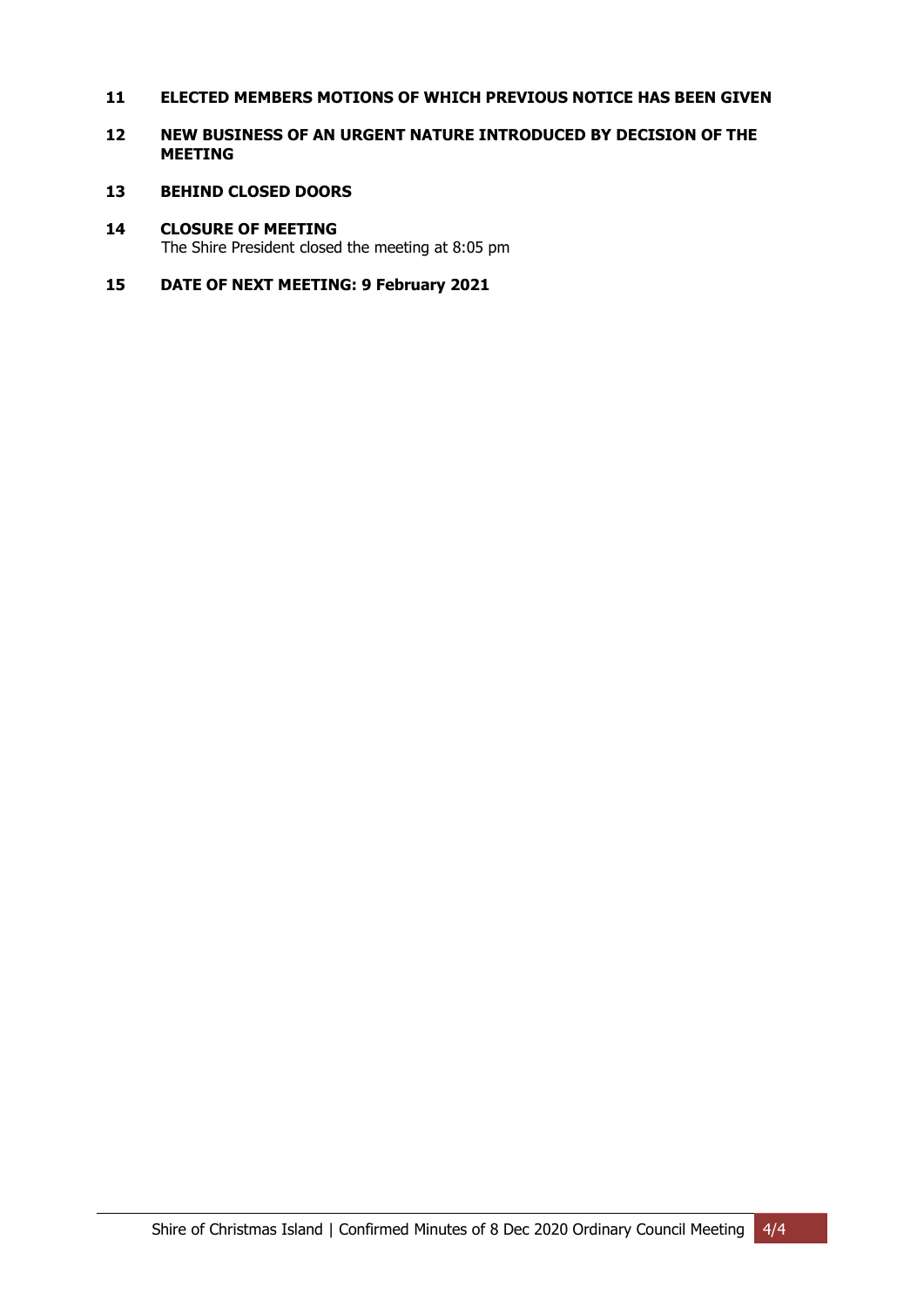## 11 ELECTED MEMBERS MOTIONS OF WHICH PREVIOUS NOTICE HAS BEEN GIVEN

## 12 NEW BUSINESS OF AN URGENT NATURE INTRODUCED BY DECISION OF THE MEETING

## 13 BEHIND CLOSED DOORS

## 14 CLOSURE OF MEETING

The Shire President closed the meeting at 8:05 pm

## 15 DATE OF NEXT MEETING: 9 February 2021